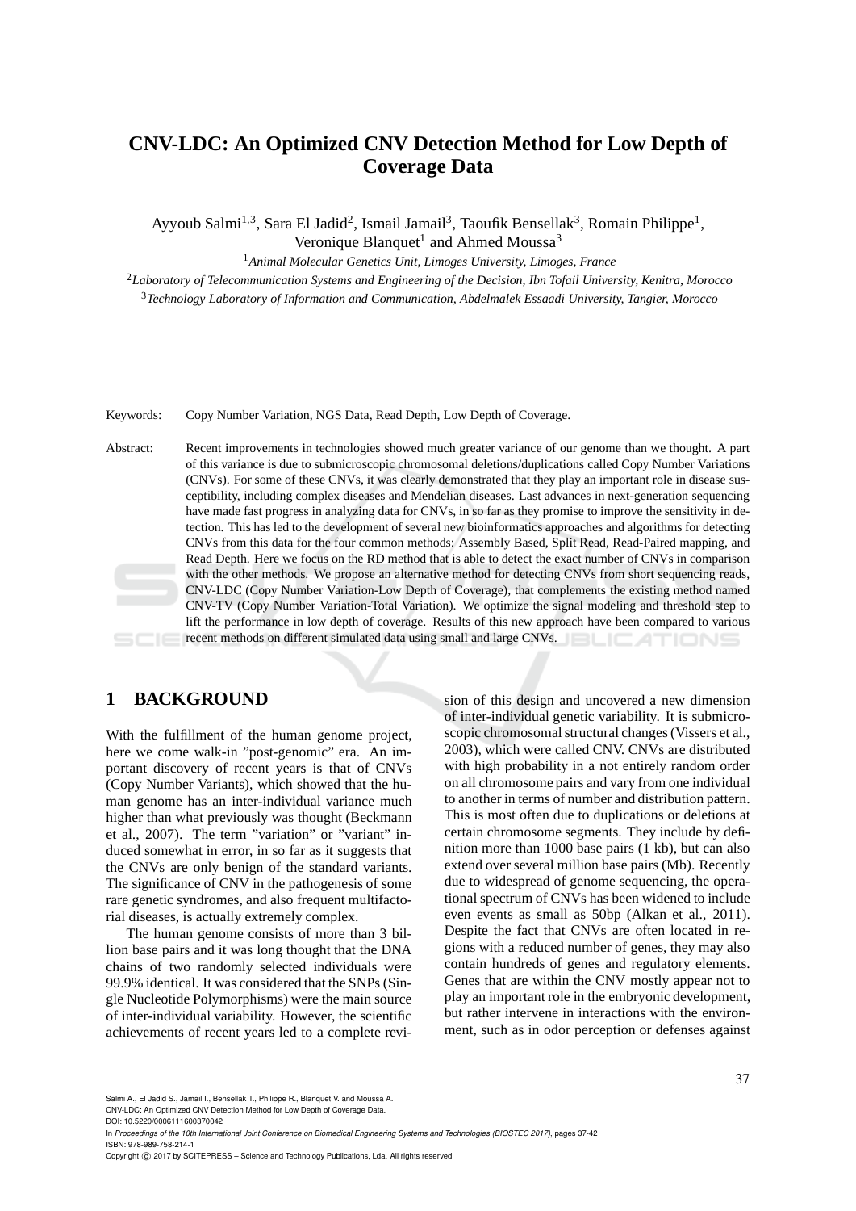# CNV-LDC: An Optimized CNV Detection Method for Low Depth of Coverage Data

Ayyoub Salmi[1,3], Sara El Jadid[2], Ismail Jamail[3], Taoufik Bensellak[3], Romain Philippe[1], Veronique Blanquet[1] and Ahmed Moussa[3]

[1]*Animal Molecular Genetics Unit, Limoges University, Limoges, France*

[2]*Laboratory of Telecommunication Systems and Engineering of the Decision, Ibn Tofail University, Kenitra, Morocco*

[3]*Technology Laboratory of Information and Communication, Abdelmalek Essaadi University, Tangier, Morocco*

Keywords: Copy Number Variation, NGS Data, Read Depth, Low Depth of Coverage.

Abstract: Recent improvements in technologies showed much greater variance of our genome than we thought. A part of this variance is due to submicroscopic chromosomal deletions/duplications called Copy Number Variations (CNVs). For some of these CNVs, it was clearly demonstrated that they play an important role in disease susceptibility, including complex diseases and Mendelian diseases. Last advances in next-generation sequencing have made fast progress in analyzing data for CNVs, in so far as they promise to improve the sensitivity in detection. This has led to the development of several new bioinformatics approaches and algorithms for detecting CNVs from this data for the four common methods: Assembly Based, Split Read, Read-Paired mapping, and Read Depth. Here we focus on the RD method that is able to detect the exact number of CNVs in comparison with the other methods. We propose an alternative method for detecting CNVs from short sequencing reads, CNV-LDC (Copy Number Variation-Low Depth of Coverage), that complements the existing method named CNV-TV (Copy Number Variation-Total Variation). We optimize the signal modeling and threshold step to lift the performance in low depth of coverage. Results of this new approach have been compared to various recent methods on different simulated data using small and large CNVs.

## 1 BACKGROUND

With the fulfillment of the human genome project, here we come walk-in "post-genomic" era. An important discovery of recent years is that of CNVs (Copy Number Variants), which showed that the human genome has an inter-individual variance much higher than what previously was thought (Beckmann et al., 2007). The term "variation" or "variant" induced somewhat in error, in so far as it suggests that the CNVs are only benign of the standard variants. The significance of CNV in the pathogenesis of some rare genetic syndromes, and also frequent multifactorial diseases, is actually extremely complex.

The human genome consists of more than 3 billion base pairs and it was long thought that the DNA chains of two randomly selected individuals were 99.9% identical. It was considered that the SNPs (Single Nucleotide Polymorphisms) were the main source of inter-individual variability. However, the scientific achievements of recent years led to a complete revision of this design and uncovered a new dimension of inter-individual genetic variability. It is submicroscopic chromosomal structural changes (Vissers et al., 2003), which were called CNV. CNVs are distributed with high probability in a not entirely random order on all chromosome pairs and vary from one individual to another in terms of number and distribution pattern. This is most often due to duplications or deletions at certain chromosome segments. They include by definition more than 1000 base pairs (1 kb), but can also extend over several million base pairs (Mb). Recently due to widespread of genome sequencing, the operational spectrum of CNVs has been widened to include even events as small as 50bp (Alkan et al., 2011). Despite the fact that CNVs are often located in regions with a reduced number of genes, they may also contain hundreds of genes and regulatory elements. Genes that are within the CNV mostly appear not to play an important role in the embryonic development, but rather intervene in interactions with the environment, such as in odor perception or defenses against

Salmi A., El Jadid S., Jamail I., Bensellak T., Philippe R., Blanquet V. and Moussa A.
CNV-LDC: An Optimized CNV Detection Method for Low Depth of Coverage Data.
DOI: 10.5220/0006111600370042
In *Proceedings of the 10th International Joint Conference on Biomedical Engineering Systems and Technologies (BIOSTEC 2017)*, pages 37-42
ISBN: 978-989-758-214-1
Copyright © 2017 by SCITEPRESS – Science and Technology Publications, Lda. All rights reserved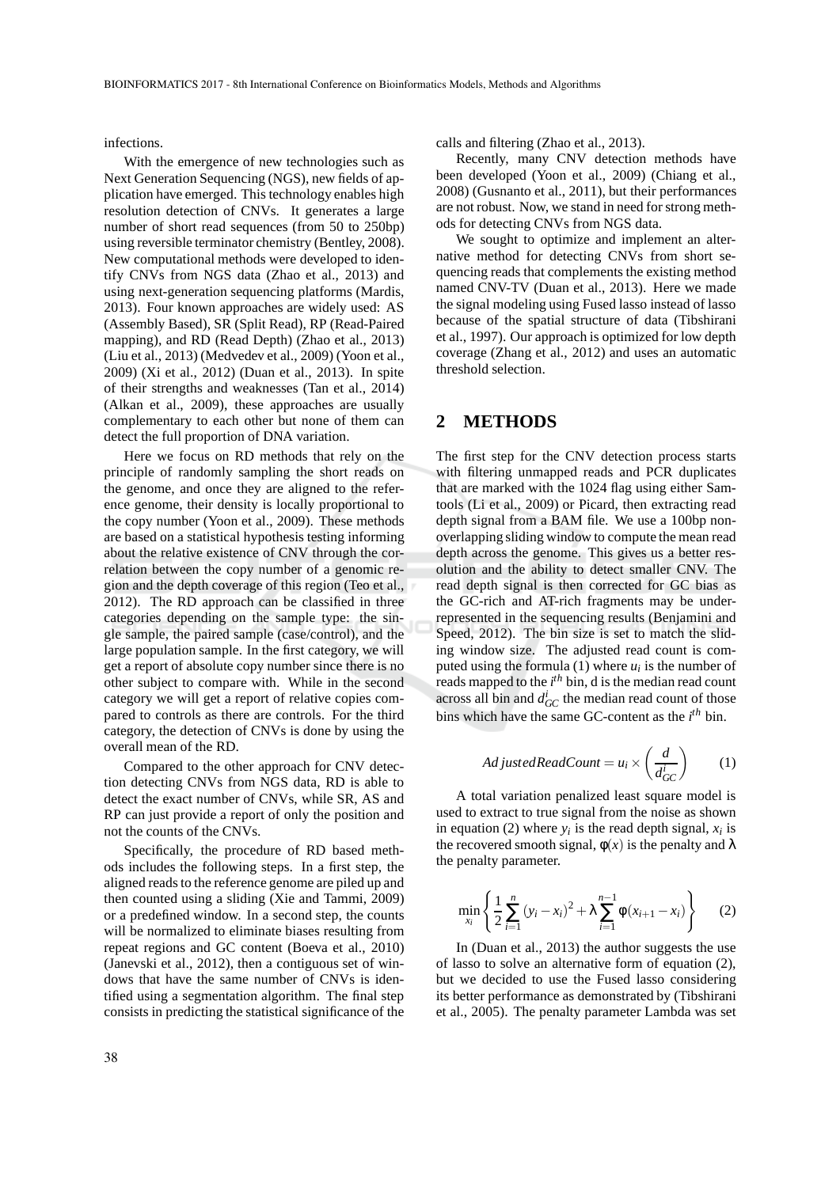infections.

With the emergence of new technologies such as Next Generation Sequencing (NGS), new fields of application have emerged. This technology enables high resolution detection of CNVs. It generates a large number of short read sequences (from 50 to 250bp) using reversible terminator chemistry (Bentley, 2008). New computational methods were developed to identify CNVs from NGS data (Zhao et al., 2013) and using next-generation sequencing platforms (Mardis, 2013). Four known approaches are widely used: AS (Assembly Based), SR (Split Read), RP (Read-Paired mapping), and RD (Read Depth) (Zhao et al., 2013) (Liu et al., 2013) (Medvedev et al., 2009) (Yoon et al., 2009) (Xi et al., 2012) (Duan et al., 2013). In spite of their strengths and weaknesses (Tan et al., 2014) (Alkan et al., 2009), these approaches are usually complementary to each other but none of them can detect the full proportion of DNA variation.

Here we focus on RD methods that rely on the principle of randomly sampling the short reads on the genome, and once they are aligned to the reference genome, their density is locally proportional to the copy number (Yoon et al., 2009). These methods are based on a statistical hypothesis testing informing about the relative existence of CNV through the correlation between the copy number of a genomic region and the depth coverage of this region (Teo et al., 2012). The RD approach can be classified in three categories depending on the sample type: the single sample, the paired sample (case/control), and the large population sample. In the first category, we will get a report of absolute copy number since there is no other subject to compare with. While in the second category we will get a report of relative copies compared to controls as there are controls. For the third category, the detection of CNVs is done by using the overall mean of the RD.

Compared to the other approach for CNV detection detecting CNVs from NGS data, RD is able to detect the exact number of CNVs, while SR, AS and RP can just provide a report of only the position and not the counts of the CNVs.

Specifically, the procedure of RD based methods includes the following steps. In a first step, the aligned reads to the reference genome are piled up and then counted using a sliding (Xie and Tammi, 2009) or a predefined window. In a second step, the counts will be normalized to eliminate biases resulting from repeat regions and GC content (Boeva et al., 2010) (Janevski et al., 2012), then a contiguous set of windows that have the same number of CNVs is identified using a segmentation algorithm. The final step consists in predicting the statistical significance of the calls and filtering (Zhao et al., 2013).

Recently, many CNV detection methods have been developed (Yoon et al., 2009) (Chiang et al., 2008) (Gusnanto et al., 2011), but their performances are not robust. Now, we stand in need for strong methods for detecting CNVs from NGS data.

We sought to optimize and implement an alternative method for detecting CNVs from short sequencing reads that complements the existing method named CNV-TV (Duan et al., 2013). Here we made the signal modeling using Fused lasso instead of lasso because of the spatial structure of data (Tibshirani et al., 1997). Our approach is optimized for low depth coverage (Zhang et al., 2012) and uses an automatic threshold selection.

## 2 METHODS

The first step for the CNV detection process starts with filtering unmapped reads and PCR duplicates that are marked with the 1024 flag using either Samtools (Li et al., 2009) or Picard, then extracting read depth signal from a BAM file. We use a 100bp non-overlapping sliding window to compute the mean read depth across the genome. This gives us a better resolution and the ability to detect smaller CNV. The read depth signal is then corrected for GC bias as the GC-rich and AT-rich fragments may be under-represented in the sequencing results (Benjamini and Speed, 2012). The bin size is set to match the sliding window size. The adjusted read count is computed using the formula (1) where $u_i$ is the number of reads mapped to the $i^{th}$ bin, d is the median read count across all bin and $d^i_{GC}$ the median read count of those bins which have the same GC-content as the $i^{th}$ bin.

$$AdjustedReadCount = u_i \times \left( \frac{d}{d^i_{GC}} \right) \qquad (1)$$

A total variation penalized least square model is used to extract to true signal from the noise as shown in equation (2) where $y_i$ is the read depth signal, $x_i$ is the recovered smooth signal, $\phi(x)$ is the penalty and $\lambda$ the penalty parameter.

$$\min_{x_i} \left\{ \frac{1}{2} \sum_{i=1}^{n} (y_i - x_i)^2 + \lambda \sum_{i=1}^{n-1} \phi(x_{i+1} - x_i) \right\} \qquad (2)$$

In (Duan et al., 2013) the author suggests the use of lasso to solve an alternative form of equation (2), but we decided to use the Fused lasso considering its better performance as demonstrated by (Tibshirani et al., 2005). The penalty parameter Lambda was set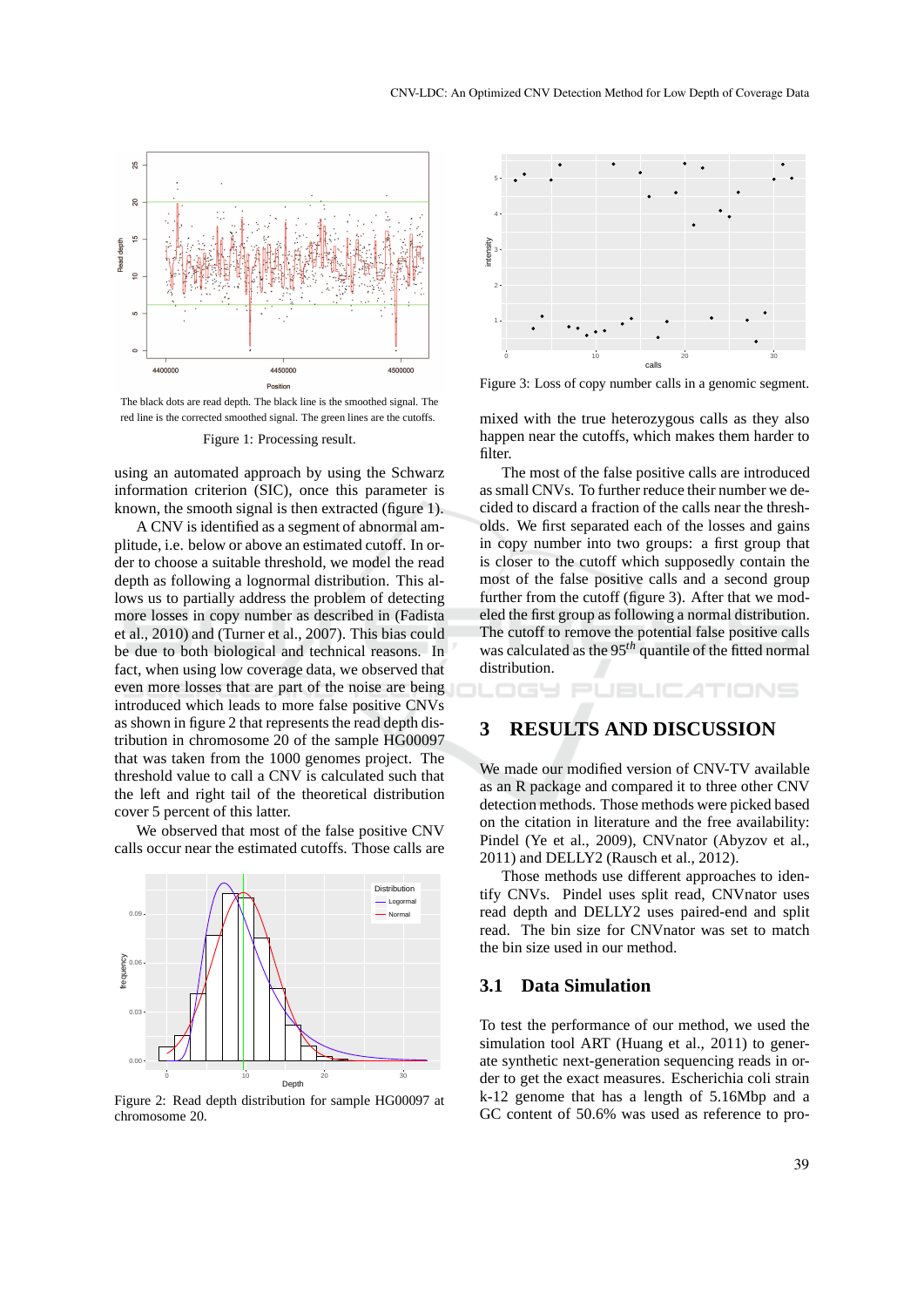The black dots are read depth. The black line is the smoothed signal. The red line is the corrected smoothed signal. The green lines are the cutoffs.

Figure 1: Processing result.

using an automated approach by using the Schwarz information criterion (SIC), once this parameter is known, the smooth signal is then extracted (figure 1).

A CNV is identified as a segment of abnormal amplitude, i.e. below or above an estimated cutoff. In order to choose a suitable threshold, we model the read depth as following a lognormal distribution. This allows us to partially address the problem of detecting more losses in copy number as described in (Fadista et al., 2010) and (Turner et al., 2007). This bias could be due to both biological and technical reasons. In fact, when using low coverage data, we observed that even more losses that are part of the noise are being introduced which leads to more false positive CNVs as shown in figure 2 that represents the read depth distribution in chromosome 20 of the sample HG00097 that was taken from the 1000 genomes project. The threshold value to call a CNV is calculated such that the left and right tail of the theoretical distribution cover 5 percent of this latter.

We observed that most of the false positive CNV calls occur near the estimated cutoffs. Those calls are

Figure 2: Read depth distribution for sample HG00097 at chromosome 20.

Figure 3: Loss of copy number calls in a genomic segment.

mixed with the true heterozygous calls as they also happen near the cutoffs, which makes them harder to filter.

The most of the false positive calls are introduced as small CNVs. To further reduce their number we decided to discard a fraction of the calls near the thresholds. We first separated each of the losses and gains in copy number into two groups: a first group that is closer to the cutoff which supposedly contain the most of the false positive calls and a second group further from the cutoff (figure 3). After that we modeled the first group as following a normal distribution. The cutoff to remove the potential false positive calls was calculated as the $95^{th}$ quantile of the fitted normal distribution.

## 3 RESULTS AND DISCUSSION

We made our modified version of CNV-TV available as an R package and compared it to three other CNV detection methods. Those methods were picked based on the citation in literature and the free availability: Pindel (Ye et al., 2009), CNVnator (Abyzov et al., 2011) and DELLY2 (Rausch et al., 2012).

Those methods use different approaches to identify CNVs. Pindel uses split read, CNVnator uses read depth and DELLY2 uses paired-end and split read. The bin size for CNVnator was set to match the bin size used in our method.

### 3.1 Data Simulation

To test the performance of our method, we used the simulation tool ART (Huang et al., 2011) to generate synthetic next-generation sequencing reads in order to get the exact measures. Escherichia coli strain k-12 genome that has a length of 5.16Mbp and a GC content of 50.6% was used as reference to pro-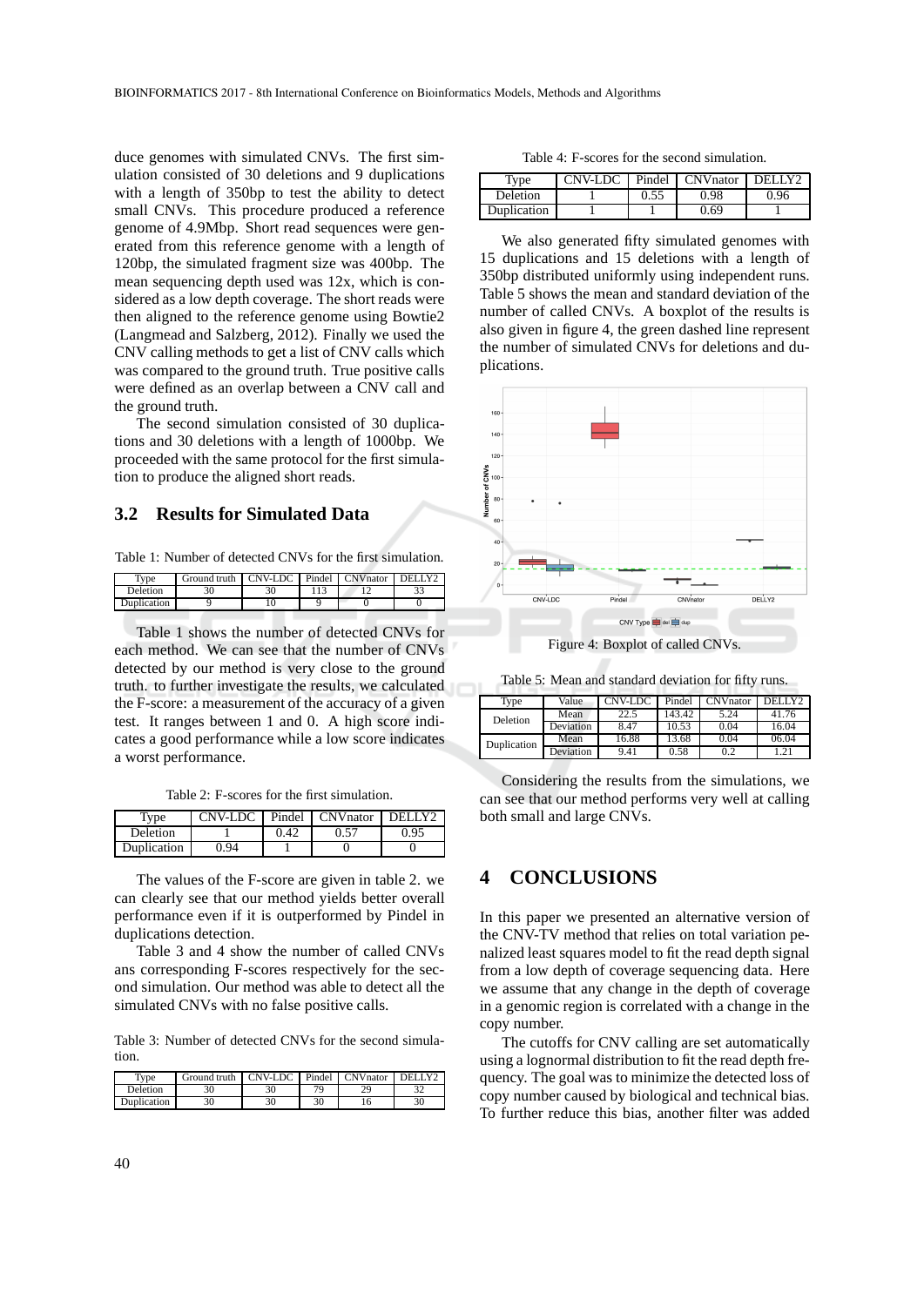duce genomes with simulated CNVs. The first simulation consisted of 30 deletions and 9 duplications with a length of 350bp to test the ability to detect small CNVs. This procedure produced a reference genome of 4.9Mbp. Short read sequences were generated from this reference genome with a length of 120bp, the simulated fragment size was 400bp. The mean sequencing depth used was 12x, which is considered as a low depth coverage. The short reads were then aligned to the reference genome using Bowtie2 (Langmead and Salzberg, 2012). Finally we used the CNV calling methods to get a list of CNV calls which was compared to the ground truth. True positive calls were defined as an overlap between a CNV call and the ground truth.

The second simulation consisted of 30 duplications and 30 deletions with a length of 1000bp. We proceeded with the same protocol for the first simulation to produce the aligned short reads.

### 3.2 Results for Simulated Data

Table 1: Number of detected CNVs for the first simulation.

| Type | Ground truth | CNV-LDC | Pindel | CNVnator | DELLY2 |
|---|---|---|---|---|---|
| Deletion | 30 | 30 | 113 | 12 | 33 |
| Duplication | 9 | 10 | 9 | 0 | 0 |

Table 1 shows the number of detected CNVs for each method. We can see that the number of CNVs detected by our method is very close to the ground truth. to further investigate the results, we calculated the F-score: a measurement of the accuracy of a given test. It ranges between 1 and 0. A high score indicates a good performance while a low score indicates a worst performance.

Table 2: F-scores for the first simulation.

| Type | CNV-LDC | Pindel | CNVnator | DELLY2 |
|---|---|---|---|---|
| Deletion | 1 | 0.42 | 0.57 | 0.95 |
| Duplication | 0.94 | 1 | 0 | 0 |

The values of the F-score are given in table 2. we can clearly see that our method yields better overall performance even if it is outperformed by Pindel in duplications detection.

Table 3 and 4 show the number of called CNVs ans corresponding F-scores respectively for the second simulation. Our method was able to detect all the simulated CNVs with no false positive calls.

Table 3: Number of detected CNVs for the second simulation.

| Type | Ground truth | CNV-LDC | Pindel | CNVnator | DELLY2 |
|---|---|---|---|---|---|
| Deletion | 30 | 30 | 79 | 29 | 32 |
| Duplication | 30 | 30 | 30 | 16 | 30 |

Table 4: F-scores for the second simulation.

| Type | CNV-LDC | Pindel | CNVnator | DELLY2 |
|---|---|---|---|---|
| Deletion | 1 | 0.55 | 0.98 | 0.96 |
| Duplication | 1 | 1 | 0.69 | 1 |

We also generated fifty simulated genomes with 15 duplications and 15 deletions with a length of 350bp distributed uniformly using independent runs. Table 5 shows the mean and standard deviation of the number of called CNVs. A boxplot of the results is also given in figure 4, the green dashed line represent the number of simulated CNVs for deletions and duplications.

Figure 4: Boxplot of called CNVs.

Table 5: Mean and standard deviation for fifty runs.

| Type | Value | CNV-LDC | Pindel | CNVnator | DELLY2 |
|---|---|---|---|---|---|
| Deletion | Mean | 22.5 | 143.42 | 5.24 | 41.76 |
| | Deviation | 8.47 | 10.53 | 0.04 | 16.04 |
| Duplication | Mean | 16.88 | 13.68 | 0.04 | 06.04 |
| | Deviation | 9.41 | 0.58 | 0.2 | 1.21 |

Considering the results from the simulations, we can see that our method performs very well at calling both small and large CNVs.

## 4 CONCLUSIONS

In this paper we presented an alternative version of the CNV-TV method that relies on total variation penalized least squares model to fit the read depth signal from a low depth of coverage sequencing data. Here we assume that any change in the depth of coverage in a genomic region is correlated with a change in the copy number.

The cutoffs for CNV calling are set automatically using a lognormal distribution to fit the read depth frequency. The goal was to minimize the detected loss of copy number caused by biological and technical bias. To further reduce this bias, another filter was added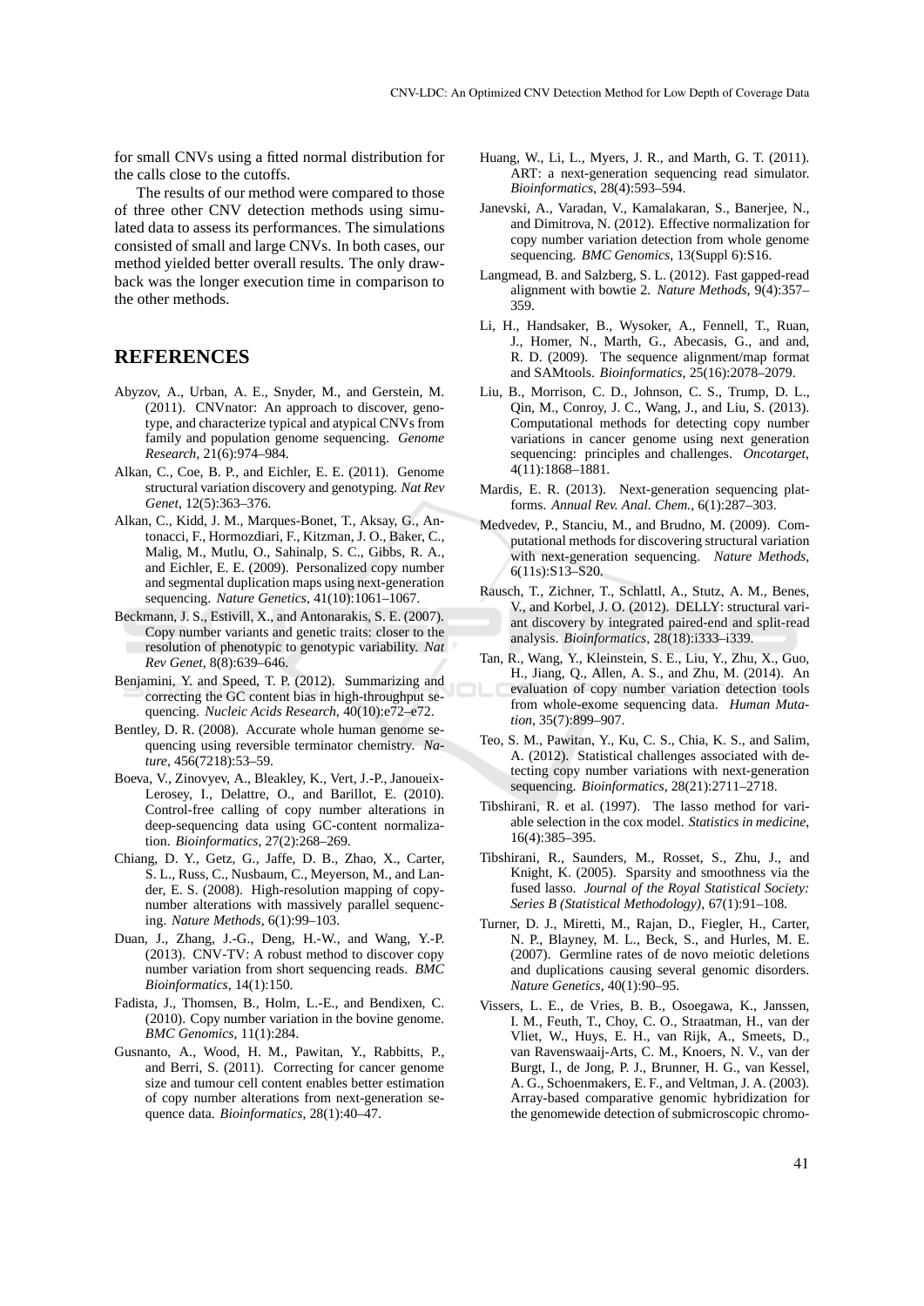for small CNVs using a fitted normal distribution for the calls close to the cutoffs.

The results of our method were compared to those of three other CNV detection methods using simulated data to assess its performances. The simulations consisted of small and large CNVs. In both cases, our method yielded better overall results. The only drawback was the longer execution time in comparison to the other methods.

## REFERENCES

Abyzov, A., Urban, A. E., Snyder, M., and Gerstein, M. (2011). CNVnator: An approach to discover, genotype, and characterize typical and atypical CNVs from family and population genome sequencing. *Genome Research*, 21(6):974–984.

Alkan, C., Coe, B. P., and Eichler, E. E. (2011). Genome structural variation discovery and genotyping. *Nat Rev Genet*, 12(5):363–376.

Alkan, C., Kidd, J. M., Marques-Bonet, T., Aksay, G., Antonacci, F., Hormozdiari, F., Kitzman, J. O., Baker, C., Malig, M., Mutlu, O., Sahinalp, S. C., Gibbs, R. A., and Eichler, E. E. (2009). Personalized copy number and segmental duplication maps using next-generation sequencing. *Nature Genetics*, 41(10):1061–1067.

Beckmann, J. S., Estivill, X., and Antonarakis, S. E. (2007). Copy number variants and genetic traits: closer to the resolution of phenotypic to genotypic variability. *Nat Rev Genet*, 8(8):639–646.

Benjamini, Y. and Speed, T. P. (2012). Summarizing and correcting the GC content bias in high-throughput sequencing. *Nucleic Acids Research*, 40(10):e72–e72.

Bentley, D. R. (2008). Accurate whole human genome sequencing using reversible terminator chemistry. *Nature*, 456(7218):53–59.

Boeva, V., Zinovyev, A., Bleakley, K., Vert, J.-P., Janoueix-Lerosey, I., Delattre, O., and Barillot, E. (2010). Control-free calling of copy number alterations in deep-sequencing data using GC-content normalization. *Bioinformatics*, 27(2):268–269.

Chiang, D. Y., Getz, G., Jaffe, D. B., Zhao, X., Carter, S. L., Russ, C., Nusbaum, C., Meyerson, M., and Lander, E. S. (2008). High-resolution mapping of copy-number alterations with massively parallel sequencing. *Nature Methods*, 6(1):99–103.

Duan, J., Zhang, J.-G., Deng, H.-W., and Wang, Y.-P. (2013). CNV-TV: A robust method to discover copy number variation from short sequencing reads. *BMC Bioinformatics*, 14(1):150.

Fadista, J., Thomsen, B., Holm, L.-E., and Bendixen, C. (2010). Copy number variation in the bovine genome. *BMC Genomics*, 11(1):284.

Gusnanto, A., Wood, H. M., Pawitan, Y., Rabbitts, P., and Berri, S. (2011). Correcting for cancer genome size and tumour cell content enables better estimation of copy number alterations from next-generation sequence data. *Bioinformatics*, 28(1):40–47.

Huang, W., Li, L., Myers, J. R., and Marth, G. T. (2011). ART: a next-generation sequencing read simulator. *Bioinformatics*, 28(4):593–594.

Janevski, A., Varadan, V., Kamalakaran, S., Banerjee, N., and Dimitrova, N. (2012). Effective normalization for copy number variation detection from whole genome sequencing. *BMC Genomics*, 13(Suppl 6):S16.

Langmead, B. and Salzberg, S. L. (2012). Fast gapped-read alignment with bowtie 2. *Nature Methods*, 9(4):357–359.

Li, H., Handsaker, B., Wysoker, A., Fennell, T., Ruan, J., Homer, N., Marth, G., Abecasis, G., and and, R. D. (2009). The sequence alignment/map format and SAMtools. *Bioinformatics*, 25(16):2078–2079.

Liu, B., Morrison, C. D., Johnson, C. S., Trump, D. L., Qin, M., Conroy, J. C., Wang, J., and Liu, S. (2013). Computational methods for detecting copy number variations in cancer genome using next generation sequencing: principles and challenges. *Oncotarget*, 4(11):1868–1881.

Mardis, E. R. (2013). Next-generation sequencing platforms. *Annual Rev. Anal. Chem.*, 6(1):287–303.

Medvedev, P., Stanciu, M., and Brudno, M. (2009). Computational methods for discovering structural variation with next-generation sequencing. *Nature Methods*, 6(11s):S13–S20.

Rausch, T., Zichner, T., Schlattl, A., Stutz, A. M., Benes, V., and Korbel, J. O. (2012). DELLY: structural variant discovery by integrated paired-end and split-read analysis. *Bioinformatics*, 28(18):i333–i339.

Tan, R., Wang, Y., Kleinstein, S. E., Liu, Y., Zhu, X., Guo, H., Jiang, Q., Allen, A. S., and Zhu, M. (2014). An evaluation of copy number variation detection tools from whole-exome sequencing data. *Human Mutation*, 35(7):899–907.

Teo, S. M., Pawitan, Y., Ku, C. S., Chia, K. S., and Salim, A. (2012). Statistical challenges associated with detecting copy number variations with next-generation sequencing. *Bioinformatics*, 28(21):2711–2718.

Tibshirani, R. et al. (1997). The lasso method for variable selection in the cox model. *Statistics in medicine*, 16(4):385–395.

Tibshirani, R., Saunders, M., Rosset, S., Zhu, J., and Knight, K. (2005). Sparsity and smoothness via the fused lasso. *Journal of the Royal Statistical Society: Series B (Statistical Methodology)*, 67(1):91–108.

Turner, D. J., Miretti, M., Rajan, D., Fiegler, H., Carter, N. P., Blayney, M. L., Beck, S., and Hurles, M. E. (2007). Germline rates of de novo meiotic deletions and duplications causing several genomic disorders. *Nature Genetics*, 40(1):90–95.

Vissers, L. E., de Vries, B. B., Osoegawa, K., Janssen, I. M., Feuth, T., Choy, C. O., Straatman, H., van der Vliet, W., Huys, E. H., van Rijk, A., Smeets, D., van Ravenswaaij-Arts, C. M., Knoers, N. V., van der Burgt, I., de Jong, P. J., Brunner, H. G., van Kessel, A. G., Schoenmakers, E. F., and Veltman, J. A. (2003). Array-based comparative genomic hybridization for the genomewide detection of submicroscopic chromo-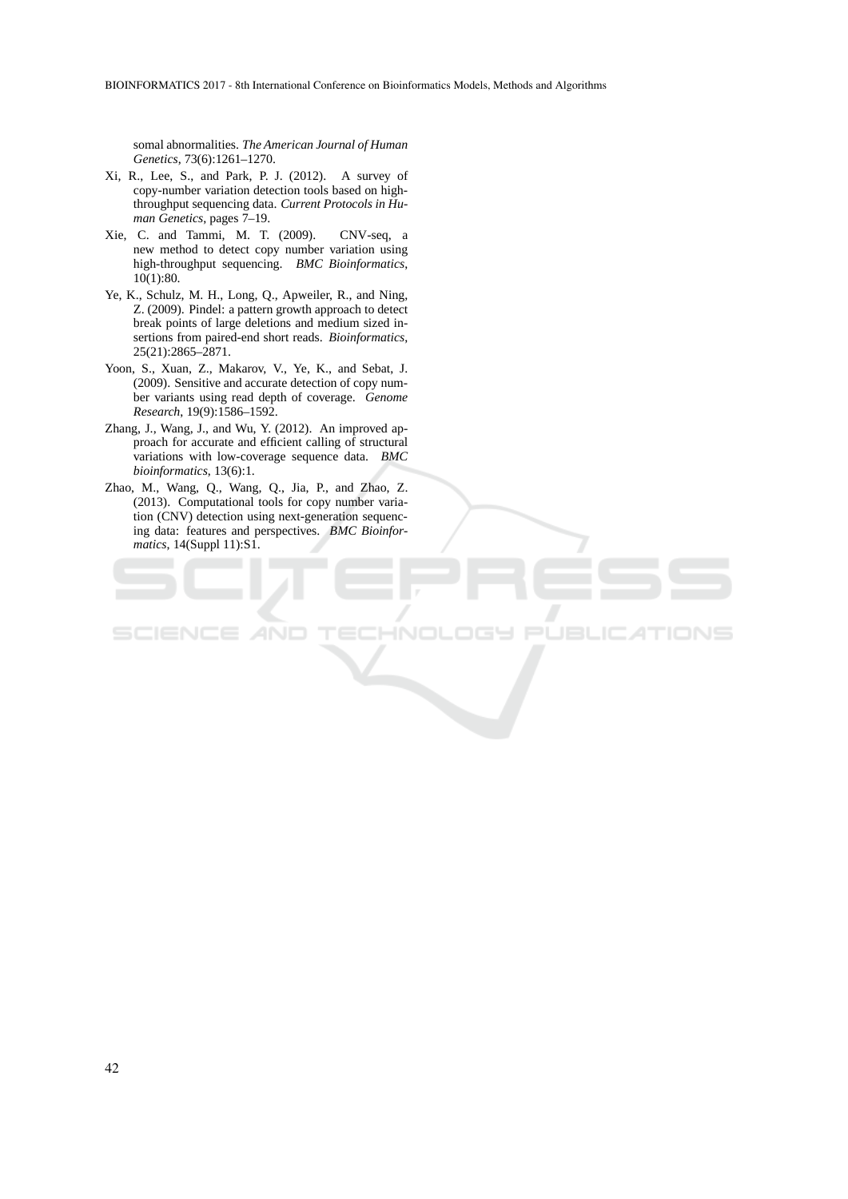somal abnormalities. *The American Journal of Human Genetics*, 73(6):1261–1270.

Xi, R., Lee, S., and Park, P. J. (2012). A survey of copy-number variation detection tools based on high-throughput sequencing data. *Current Protocols in Human Genetics*, pages 7–19.

Xie, C. and Tammi, M. T. (2009). CNV-seq, a new method to detect copy number variation using high-throughput sequencing. *BMC Bioinformatics*, 10(1):80.

Ye, K., Schulz, M. H., Long, Q., Apweiler, R., and Ning, Z. (2009). Pindel: a pattern growth approach to detect break points of large deletions and medium sized insertions from paired-end short reads. *Bioinformatics*, 25(21):2865–2871.

Yoon, S., Xuan, Z., Makarov, V., Ye, K., and Sebat, J. (2009). Sensitive and accurate detection of copy number variants using read depth of coverage. *Genome Research*, 19(9):1586–1592.

Zhang, J., Wang, J., and Wu, Y. (2012). An improved approach for accurate and efficient calling of structural variations with low-coverage sequence data. *BMC bioinformatics*, 13(6):1.

Zhao, M., Wang, Q., Wang, Q., Jia, P., and Zhao, Z. (2013). Computational tools for copy number variation (CNV) detection using next-generation sequencing data: features and perspectives. *BMC Bioinformatics*, 14(Suppl 11):S1.